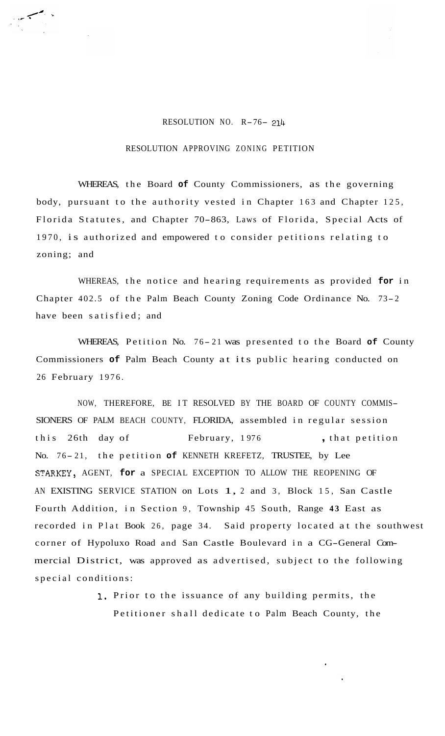RESOLUTION NO. R-76- 214

RESOLUTION APPROVING ZONING PETITION

WHEREAS, the Board of County Commissioners, as the governing body, pursuant to the authority vested in Chapter 163 and Chapter 125, Florida Statutes, and Chapter 70-863, Laws of Florida, Special Acts of 1970, is authorized and empowered to consider petitions relating to zoning; and

WHEREAS, the notice and hearing requirements as provided for in Chapter 402.5 of the Palm Beach County Zoning Code Ordinance No. 73-2 have been satisfied; and

WHEREAS, Petition No. 76-21 was presented to the Board of County Commissioners of Palm Beach County at its public hearing conducted on 26 February 1976.

NOW, THEREFORE, BE IT RESOLVED BY THE BOARD OF COUNTY COMMISSIONERS OF PALM BEACH COUNTY, FLORIDA, assembled in regular session this 26th day of February, 1976, that petition No. 76-21, the petition of KENNETH KREFETZ, TRUSTEE, by Lee STARKEY, AGENT, for a SPECIAL EXCEPTION TO ALLOW THE REOPENING OF AN EXISTING SERVICE STATION on Lots 1, 2 and 3, Block 15, San Castle Fourth Addition, in Section 9, Township 45 South, Range 43 East as recorded in Plat Book 26, page 34. Said property located at the southwest corner of Hypoluxo Road and San Castle Boulevard in a CG-General Commercial District, was approved as advertised, subject to the following special conditions:

1. Prior to the issuance of any building permits, the Petitioner shall dedicate to Palm Beach County, the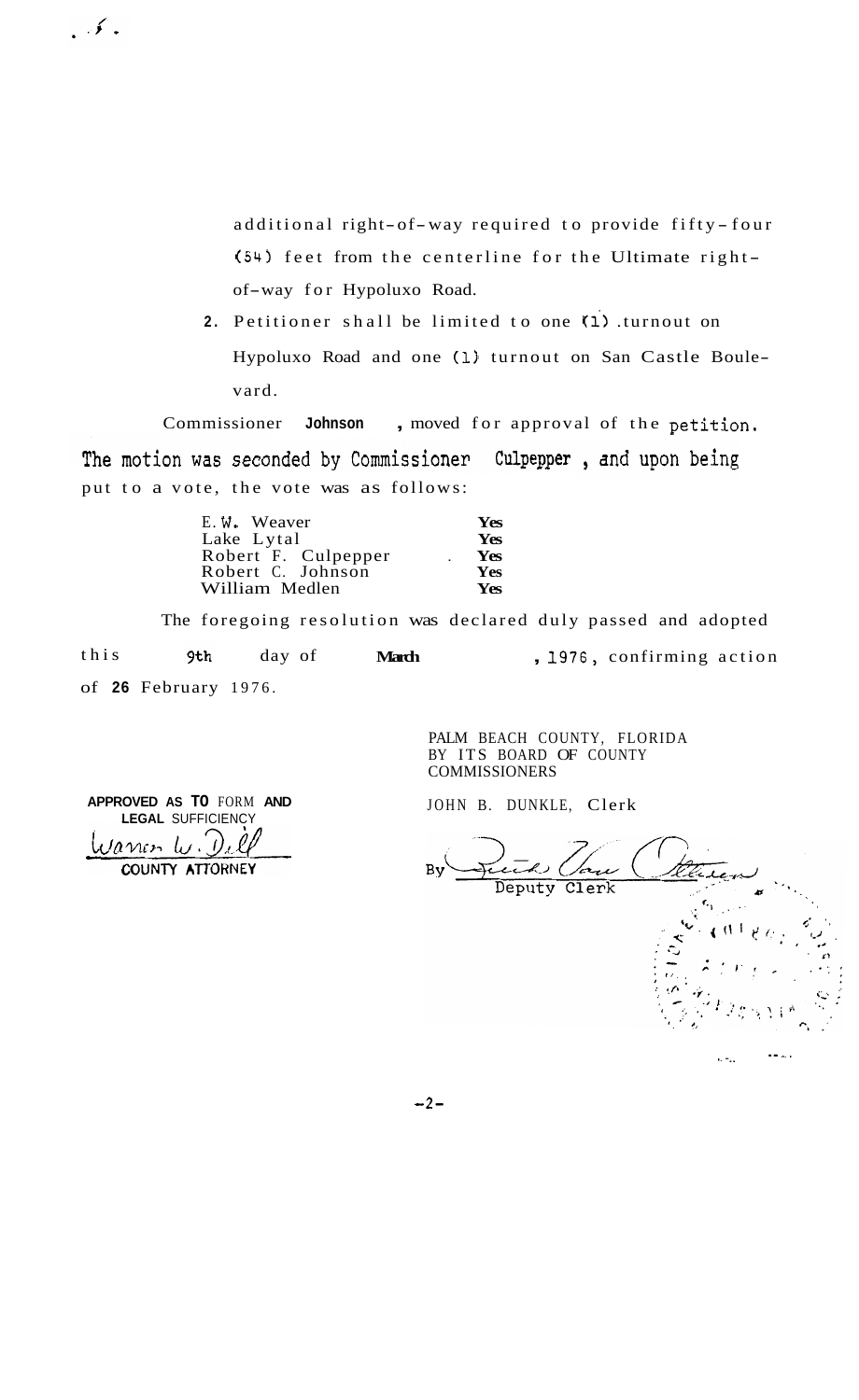additional right-of-way required to provide fifty-four (54) feet from the centerline for the Ultimate right-of-way for Hypoluxo Road.

2. Petitioner shall be limited to one (1) turnout on Hypoluxo Road and one (1) turnout on San Castle Boulevard.

Commissioner **Johnson**, moved for approval of the petition. The motion was seconded by Commissioner **Culpepper**, and upon being put to a vote, the vote was as follows:

| | |
|---|---|
| E. W. Weaver | **Yes** |
| Lake Lytal | **Yes** |
| Robert F. Culpepper | **Yes** |
| Robert C. Johnson | **Yes** |
| William Medlen | **Yes** |

The foregoing resolution was declared duly passed and adopted this **9th** day of **March**, 1976, confirming action of **26** February 1976.

PALM BEACH COUNTY, FLORIDA
BY ITS BOARD OF COUNTY COMMISSIONERS

JOHN B. DUNKLE, Clerk

By _______________
Deputy Clerk

**APPROVED AS TO** FORM **AND**
**LEGAL** SUFFICIENCY

_______________
**COUNTY ATTORNEY**